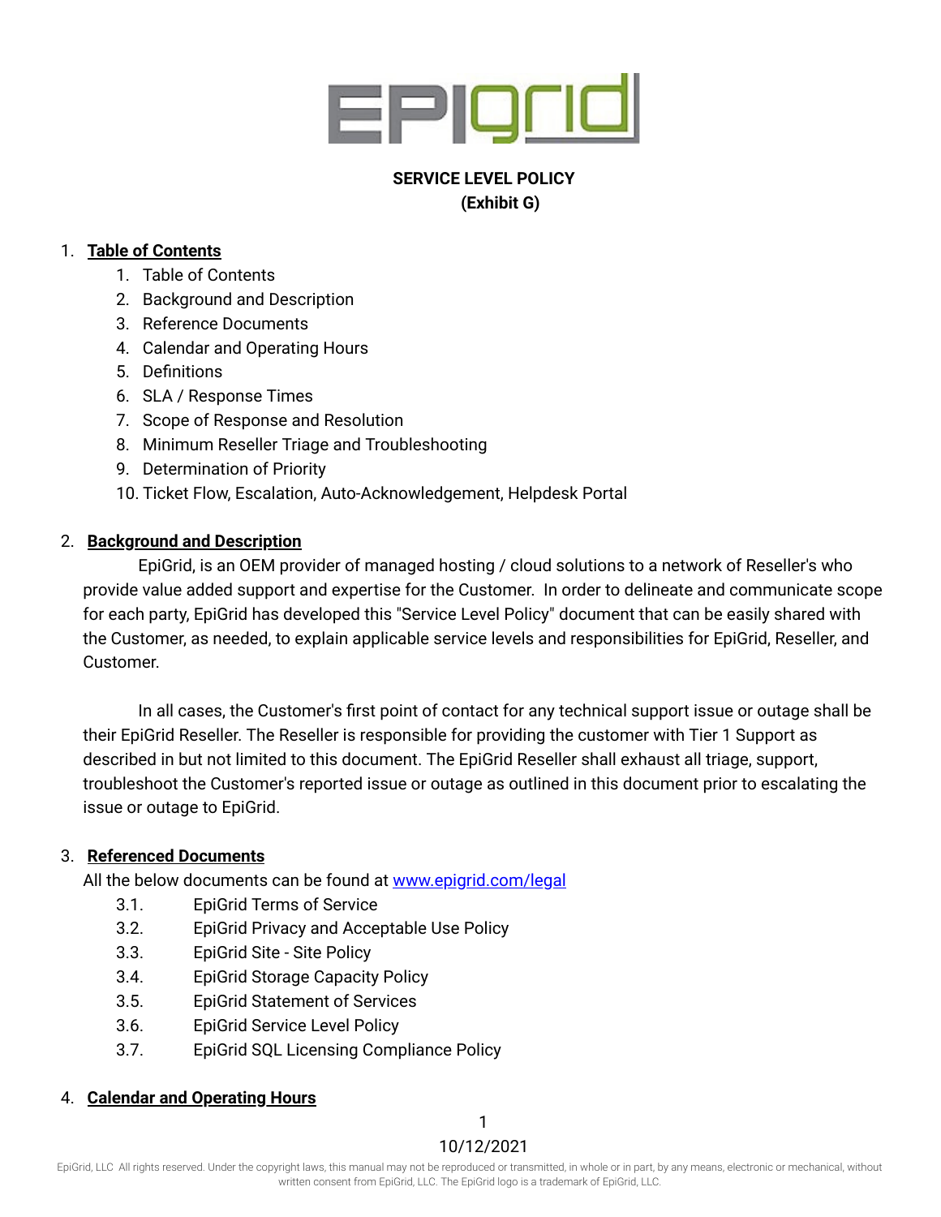**SERVICE LEVEL POLICY**
**(Exhibit G)**

1. **Table of Contents**
    1. Table of Contents
    2. Background and Description
    3. Reference Documents
    4. Calendar and Operating Hours
    5. Definitions
    6. SLA / Response Times
    7. Scope of Response and Resolution
    8. Minimum Reseller Triage and Troubleshooting
    9. Determination of Priority
    10. Ticket Flow, Escalation, Auto-Acknowledgement, Helpdesk Portal

2. **Background and Description**

    EpiGrid, is an OEM provider of managed hosting / cloud solutions to a network of Reseller's who provide value added support and expertise for the Customer. In order to delineate and communicate scope for each party, EpiGrid has developed this "Service Level Policy" document that can be easily shared with the Customer, as needed, to explain applicable service levels and responsibilities for EpiGrid, Reseller, and Customer.

    In all cases, the Customer's first point of contact for any technical support issue or outage shall be their EpiGrid Reseller. The Reseller is responsible for providing the customer with Tier 1 Support as described in but not limited to this document. The EpiGrid Reseller shall exhaust all triage, support, troubleshoot the Customer's reported issue or outage as outlined in this document prior to escalating the issue or outage to EpiGrid.

3. **Referenced Documents**

    All the below documents can be found at [www.epigrid.com/legal](http://www.epigrid.com/legal)

    3.1. EpiGrid Terms of Service
    3.2. EpiGrid Privacy and Acceptable Use Policy
    3.3. EpiGrid Site - Site Policy
    3.4. EpiGrid Storage Capacity Policy
    3.5. EpiGrid Statement of Services
    3.6. EpiGrid Service Level Policy
    3.7. EpiGrid SQL Licensing Compliance Policy

4. **Calendar and Operating Hours**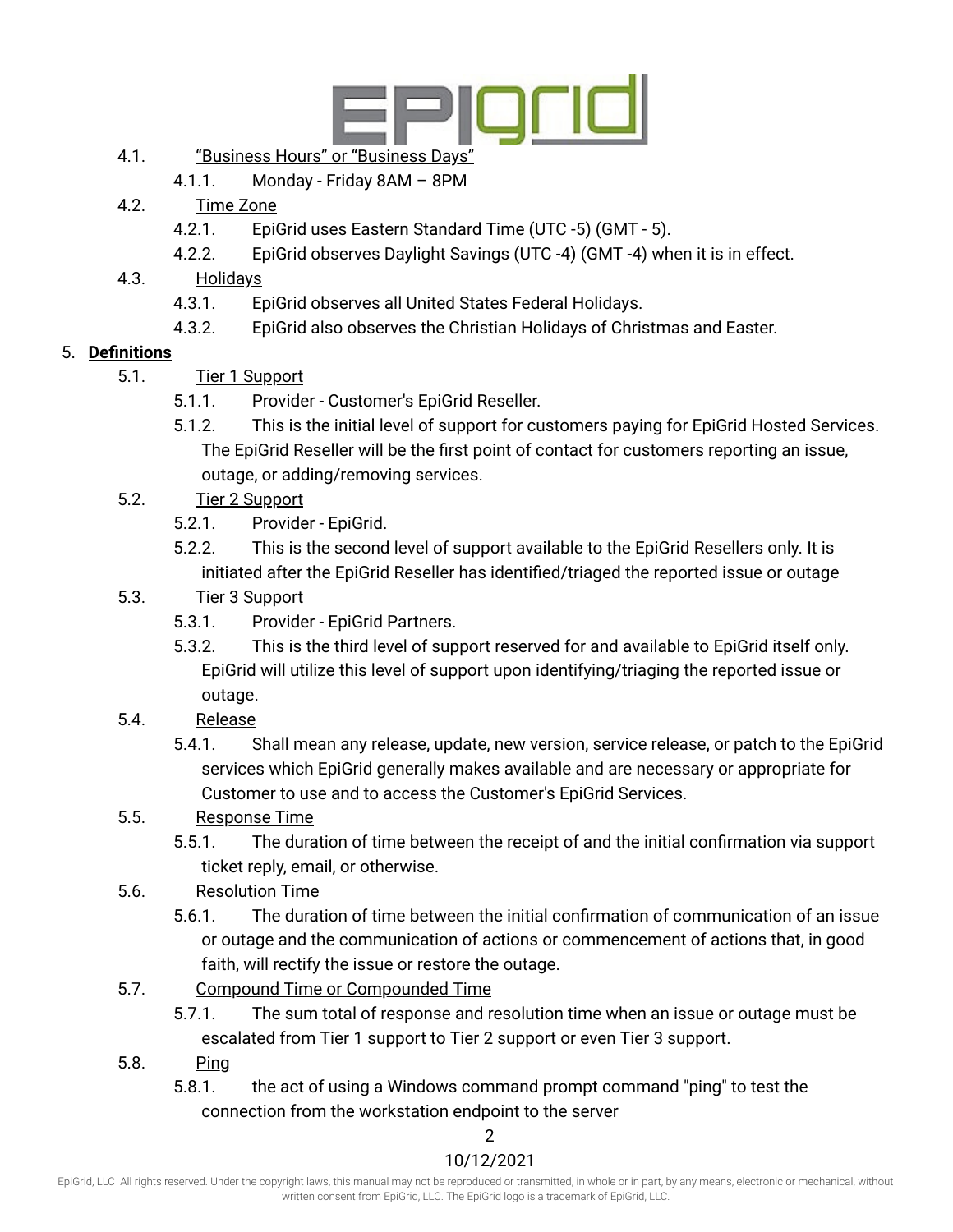4.1. <u>"Business Hours" or "Business Days"</u>

- 4.1.1. Monday - Friday 8AM – 8PM

4.2. <u>Time Zone</u>

- 4.2.1. EpiGrid uses Eastern Standard Time (UTC -5) (GMT - 5).
- 4.2.2. EpiGrid observes Daylight Savings (UTC -4) (GMT -4) when it is in effect.

4.3. <u>Holidays</u>

- 4.3.1. EpiGrid observes all United States Federal Holidays.
- 4.3.2. EpiGrid also observes the Christian Holidays of Christmas and Easter.

## 5. Definitions

5.1. <u>Tier 1 Support</u>

- 5.1.1. Provider - Customer's EpiGrid Reseller.
- 5.1.2. This is the initial level of support for customers paying for EpiGrid Hosted Services. The EpiGrid Reseller will be the first point of contact for customers reporting an issue, outage, or adding/removing services.

5.2. <u>Tier 2 Support</u>

- 5.2.1. Provider - EpiGrid.
- 5.2.2. This is the second level of support available to the EpiGrid Resellers only. It is initiated after the EpiGrid Reseller has identified/triaged the reported issue or outage

5.3. <u>Tier 3 Support</u>

- 5.3.1. Provider - EpiGrid Partners.
- 5.3.2. This is the third level of support reserved for and available to EpiGrid itself only. EpiGrid will utilize this level of support upon identifying/triaging the reported issue or outage.

5.4. <u>Release</u>

- 5.4.1. Shall mean any release, update, new version, service release, or patch to the EpiGrid services which EpiGrid generally makes available and are necessary or appropriate for Customer to use and to access the Customer's EpiGrid Services.

5.5. <u>Response Time</u>

- 5.5.1. The duration of time between the receipt of and the initial confirmation via support ticket reply, email, or otherwise.

5.6. <u>Resolution Time</u>

- 5.6.1. The duration of time between the initial confirmation of communication of an issue or outage and the communication of actions or commencement of actions that, in good faith, will rectify the issue or restore the outage.

5.7. <u>Compound Time or Compounded Time</u>

- 5.7.1. The sum total of response and resolution time when an issue or outage must be escalated from Tier 1 support to Tier 2 support or even Tier 3 support.

5.8. <u>Ping</u>

- 5.8.1. the act of using a Windows command prompt command "ping" to test the connection from the workstation endpoint to the server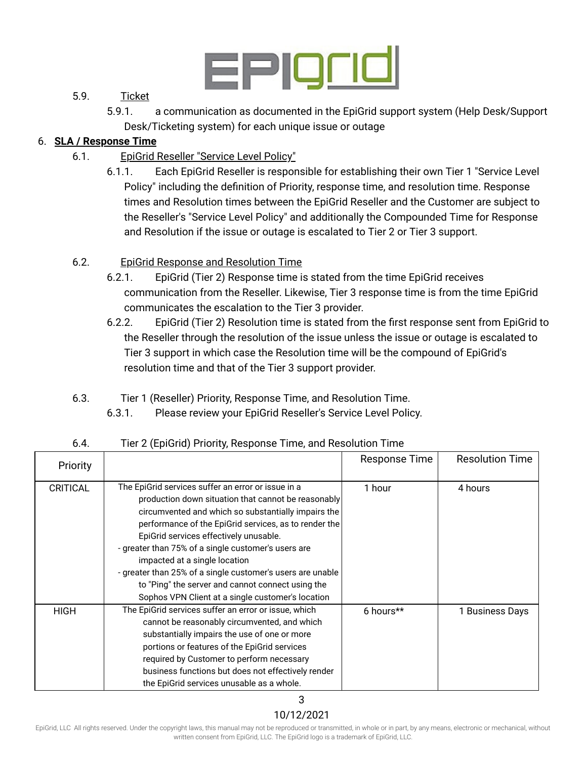5.9. Ticket

5.9.1. a communication as documented in the EpiGrid support system (Help Desk/Support Desk/Ticketing system) for each unique issue or outage

## 6. SLA / Response Time

6.1. EpiGrid Reseller "Service Level Policy"

6.1.1. Each EpiGrid Reseller is responsible for establishing their own Tier 1 "Service Level Policy" including the definition of Priority, response time, and resolution time. Response times and Resolution times between the EpiGrid Reseller and the Customer are subject to the Reseller's "Service Level Policy" and additionally the Compounded Time for Response and Resolution if the issue or outage is escalated to Tier 2 or Tier 3 support.

6.2. EpiGrid Response and Resolution Time

6.2.1. EpiGrid (Tier 2) Response time is stated from the time EpiGrid receives communication from the Reseller. Likewise, Tier 3 response time is from the time EpiGrid communicates the escalation to the Tier 3 provider.

6.2.2. EpiGrid (Tier 2) Resolution time is stated from the first response sent from EpiGrid to the Reseller through the resolution of the issue unless the issue or outage is escalated to Tier 3 support in which case the Resolution time will be the compound of EpiGrid's resolution time and that of the Tier 3 support provider.

6.3. Tier 1 (Reseller) Priority, Response Time, and Resolution Time.

6.3.1. Please review your EpiGrid Reseller's Service Level Policy.

6.4. Tier 2 (EpiGrid) Priority, Response Time, and Resolution Time

| Priority | | Response Time | Resolution Time |
|---|---|---|---|
| CRITICAL | The EpiGrid services suffer an error or issue in a production down situation that cannot be reasonably circumvented and which so substantially impairs the performance of the EpiGrid services, as to render the EpiGrid services effectively unusable.<br>- greater than 75% of a single customer's users are impacted at a single location<br>- greater than 25% of a single customer's users are unable to "Ping" the server and cannot connect using the Sophos VPN Client at a single customer's location | 1 hour | 4 hours |
| HIGH | The EpiGrid services suffer an error or issue, which cannot be reasonably circumvented, and which substantially impairs the use of one or more portions or features of the EpiGrid services required by Customer to perform necessary business functions but does not effectively render the EpiGrid services unusable as a whole. | 6 hours** | 1 Business Days |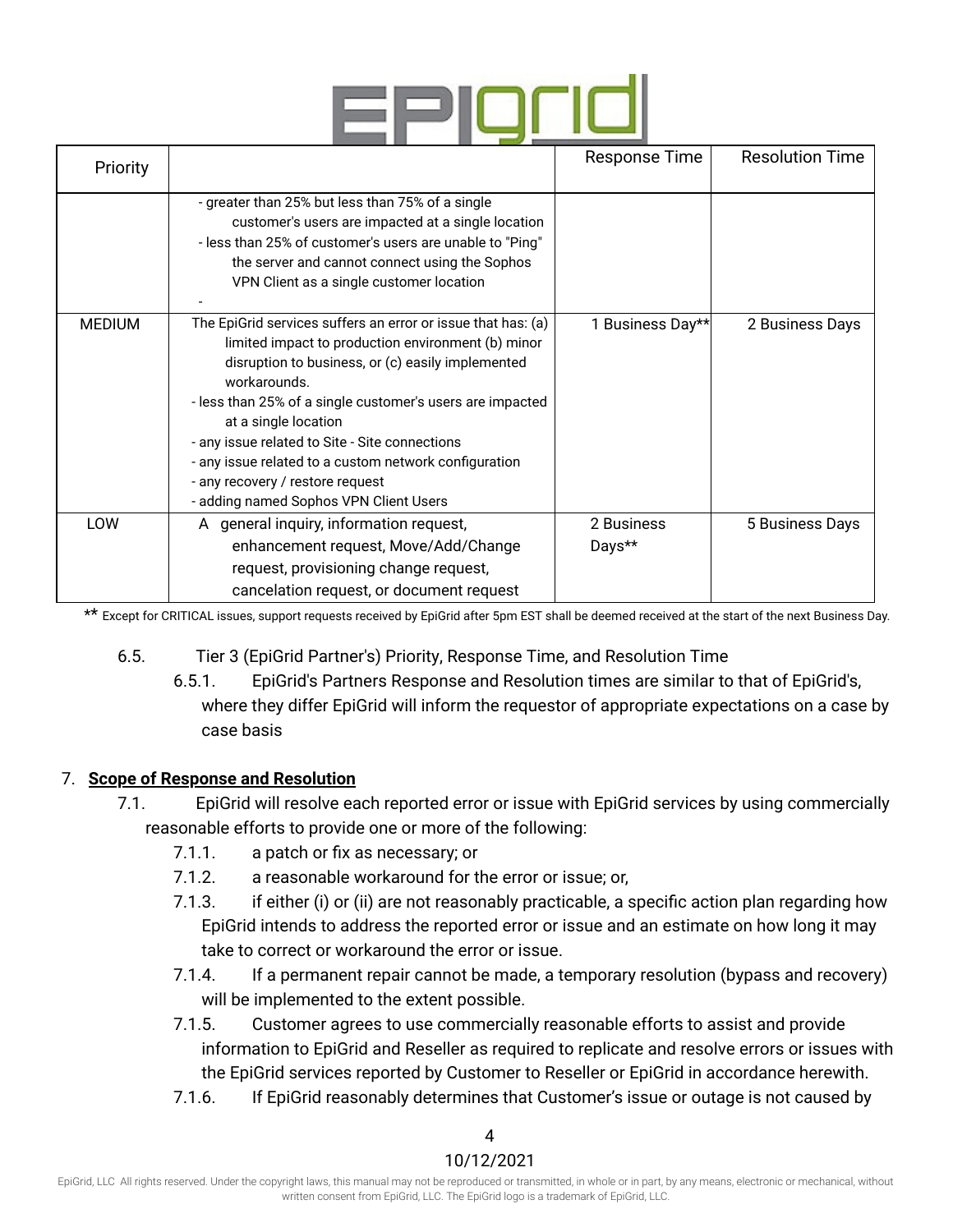| Priority | | Response Time | Resolution Time |
|---|---|---|---|
| | - greater than 25% but less than 75% of a single customer's users are impacted at a single location<br>- less than 25% of customer's users are unable to "Ping" the server and cannot connect using the Sophos VPN Client as a single customer location<br>- | | |
| MEDIUM | The EpiGrid services suffers an error or issue that has: (a) limited impact to production environment (b) minor disruption to business, or (c) easily implemented workarounds.<br>- less than 25% of a single customer's users are impacted at a single location<br>- any issue related to Site - Site connections<br>- any issue related to a custom network configuration<br>- any recovery / restore request<br>- adding named Sophos VPN Client Users | 1 Business Day** | 2 Business Days |
| LOW | A general inquiry, information request, enhancement request, Move/Add/Change request, provisioning change request, cancelation request, or document request | 2 Business Days** | 5 Business Days |

** Except for CRITICAL issues, support requests received by EpiGrid after 5pm EST shall be deemed received at the start of the next Business Day.

6.5. Tier 3 (EpiGrid Partner's) Priority, Response Time, and Resolution Time

6.5.1. EpiGrid's Partners Response and Resolution times are similar to that of EpiGrid's, where they differ EpiGrid will inform the requestor of appropriate expectations on a case by case basis

## 7. Scope of Response and Resolution

7.1. EpiGrid will resolve each reported error or issue with EpiGrid services by using commercially reasonable efforts to provide one or more of the following:

7.1.1. a patch or fix as necessary; or

7.1.2. a reasonable workaround for the error or issue; or,

7.1.3. if either (i) or (ii) are not reasonably practicable, a specific action plan regarding how EpiGrid intends to address the reported error or issue and an estimate on how long it may take to correct or workaround the error or issue.

7.1.4. If a permanent repair cannot be made, a temporary resolution (bypass and recovery) will be implemented to the extent possible.

7.1.5. Customer agrees to use commercially reasonable efforts to assist and provide information to EpiGrid and Reseller as required to replicate and resolve errors or issues with the EpiGrid services reported by Customer to Reseller or EpiGrid in accordance herewith.

7.1.6. If EpiGrid reasonably determines that Customer's issue or outage is not caused by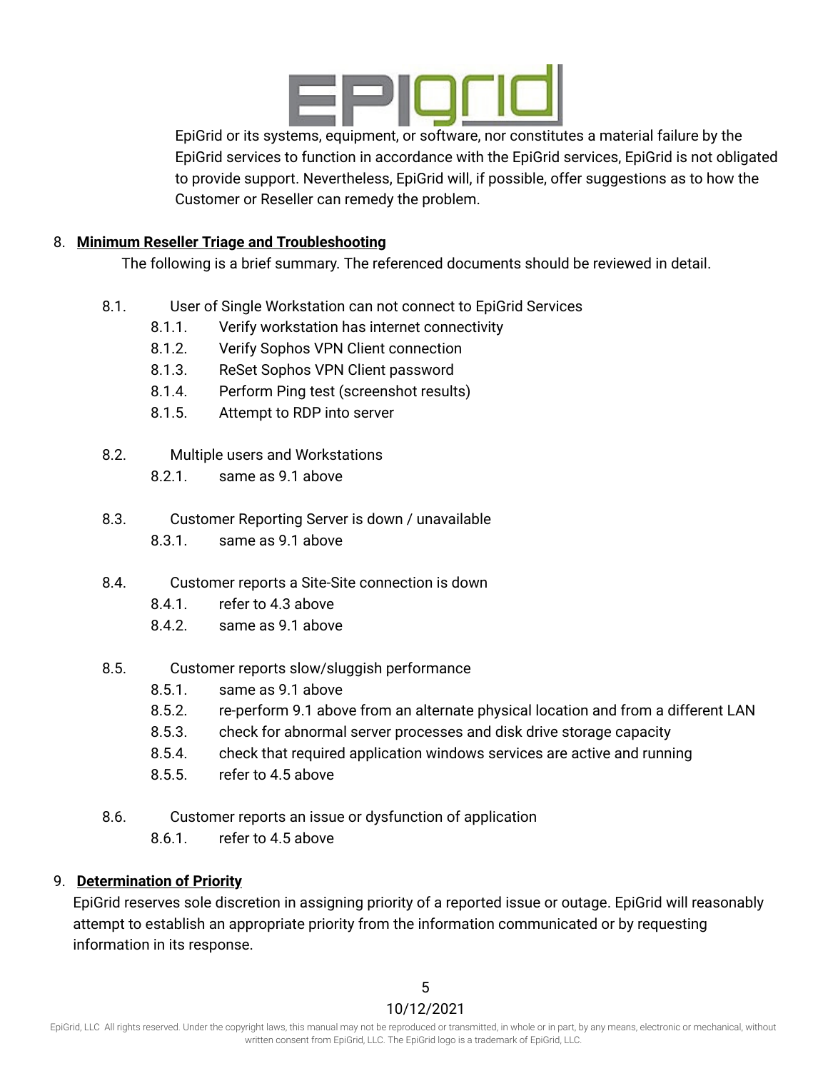EpiGrid or its systems, equipment, or software, nor constitutes a material failure by the EpiGrid services to function in accordance with the EpiGrid services, EpiGrid is not obligated to provide support. Nevertheless, EpiGrid will, if possible, offer suggestions as to how the Customer or Reseller can remedy the problem.

8. **Minimum Reseller Triage and Troubleshooting**

The following is a brief summary. The referenced documents should be reviewed in detail.

- 8.1. User of Single Workstation can not connect to EpiGrid Services
  - 8.1.1. Verify workstation has internet connectivity
  - 8.1.2. Verify Sophos VPN Client connection
  - 8.1.3. ReSet Sophos VPN Client password
  - 8.1.4. Perform Ping test (screenshot results)
  - 8.1.5. Attempt to RDP into server

- 8.2. Multiple users and Workstations
  - 8.2.1. same as 9.1 above

- 8.3. Customer Reporting Server is down / unavailable
  - 8.3.1. same as 9.1 above

- 8.4. Customer reports a Site-Site connection is down
  - 8.4.1. refer to 4.3 above
  - 8.4.2. same as 9.1 above

- 8.5. Customer reports slow/sluggish performance
  - 8.5.1. same as 9.1 above
  - 8.5.2. re-perform 9.1 above from an alternate physical location and from a different LAN
  - 8.5.3. check for abnormal server processes and disk drive storage capacity
  - 8.5.4. check that required application windows services are active and running
  - 8.5.5. refer to 4.5 above

- 8.6. Customer reports an issue or dysfunction of application
  - 8.6.1. refer to 4.5 above

9. **Determination of Priority**

EpiGrid reserves sole discretion in assigning priority of a reported issue or outage. EpiGrid will reasonably attempt to establish an appropriate priority from the information communicated or by requesting information in its response.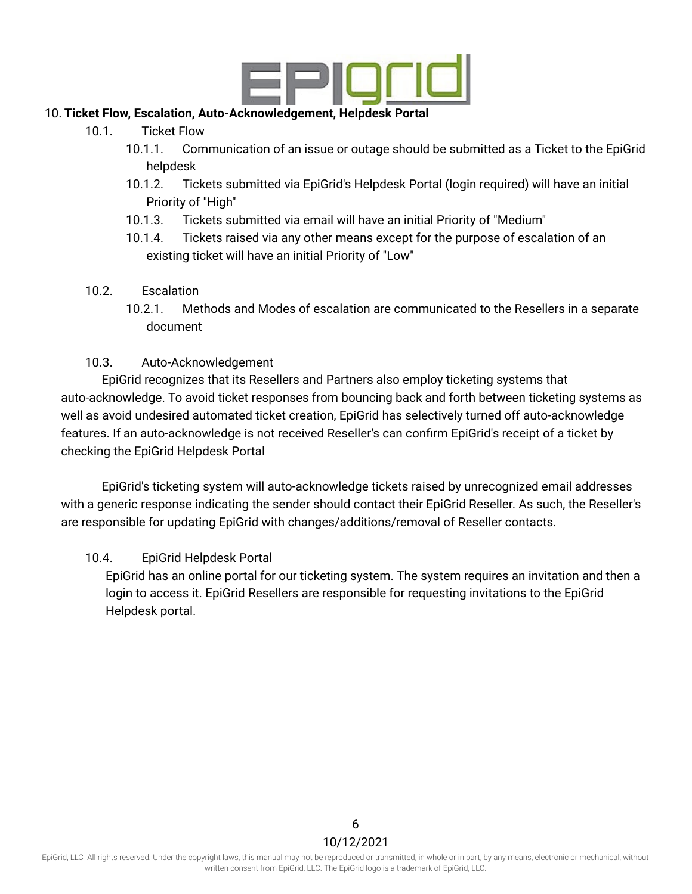## 10. **Ticket Flow, Escalation, Auto-Acknowledgement, Helpdesk Portal**

### 10.1. Ticket Flow

10.1.1. Communication of an issue or outage should be submitted as a Ticket to the EpiGrid helpdesk

10.1.2. Tickets submitted via EpiGrid's Helpdesk Portal (login required) will have an initial Priority of "High"

10.1.3. Tickets submitted via email will have an initial Priority of "Medium"

10.1.4. Tickets raised via any other means except for the purpose of escalation of an existing ticket will have an initial Priority of "Low"

### 10.2. Escalation

10.2.1. Methods and Modes of escalation are communicated to the Resellers in a separate document

### 10.3. Auto-Acknowledgement

EpiGrid recognizes that its Resellers and Partners also employ ticketing systems that auto-acknowledge. To avoid ticket responses from bouncing back and forth between ticketing systems as well as avoid undesired automated ticket creation, EpiGrid has selectively turned off auto-acknowledge features. If an auto-acknowledge is not received Reseller's can confirm EpiGrid's receipt of a ticket by checking the EpiGrid Helpdesk Portal

EpiGrid's ticketing system will auto-acknowledge tickets raised by unrecognized email addresses with a generic response indicating the sender should contact their EpiGrid Reseller. As such, the Reseller's are responsible for updating EpiGrid with changes/additions/removal of Reseller contacts.

### 10.4. EpiGrid Helpdesk Portal

EpiGrid has an online portal for our ticketing system. The system requires an invitation and then a login to access it. EpiGrid Resellers are responsible for requesting invitations to the EpiGrid Helpdesk portal.